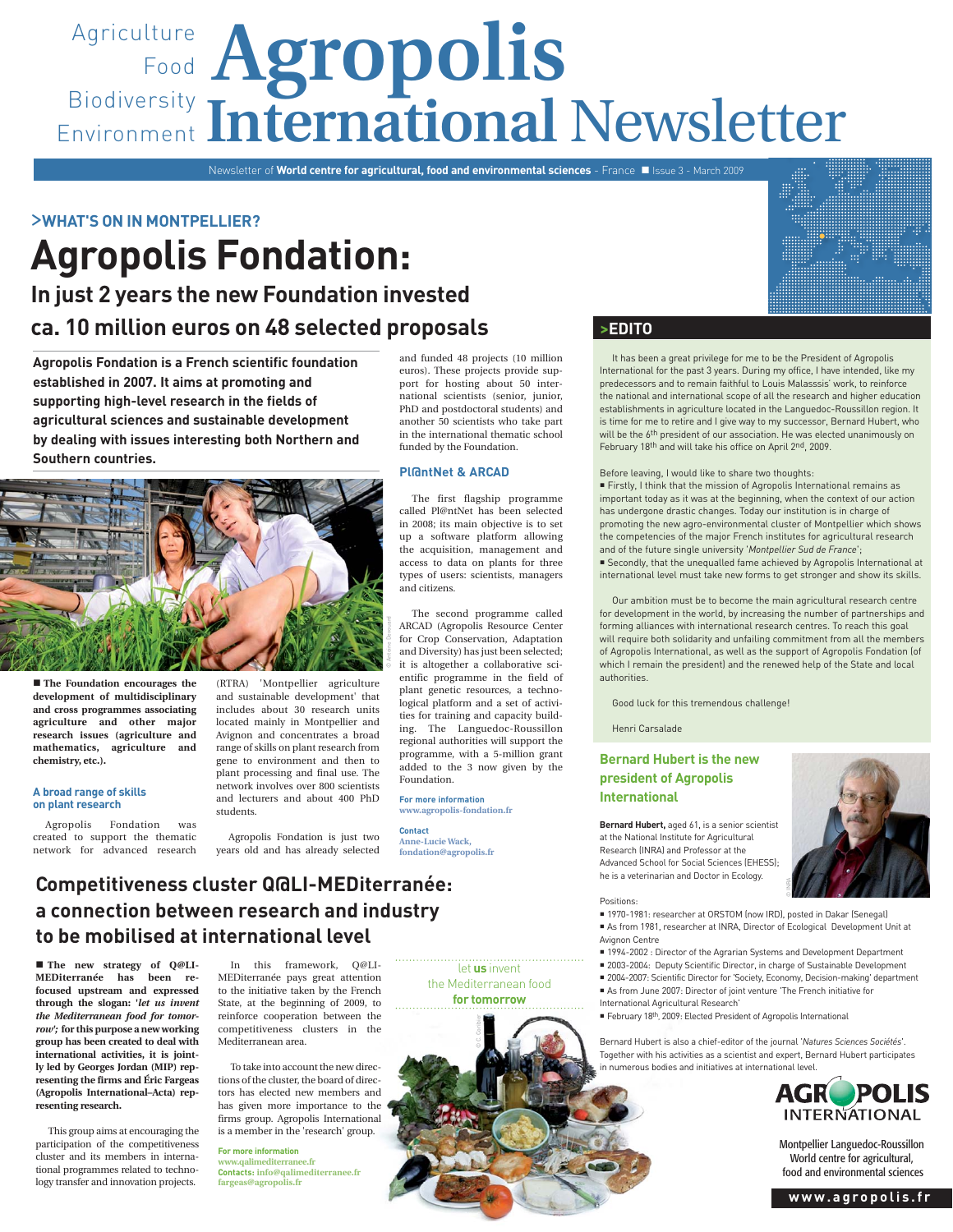# Agropolis International Newsletter

Agriculture Food Biodiversity Environment

Newsletter of **World centre for agricultural, food and environmental sciences** - France ■ Issue 3 - March 2009

## >WHAT'S ON IN MONTPELLIER?

# Agropolis Fondation:

## In just 2 years the new Foundation invested ca. 10 million euros on 48 selected proposals

**Agropolis Fondation is a French scientific foundation established in 2007. It aims at promoting and supporting high-level research in the fields of agricultural sciences and sustainable development by dealing with issues interesting both Northern and Southern countries.**

**■ The Foundation encourages the development of multidisciplinary and cross programmes associating agriculture and other major research issues (agriculture and mathematics, agriculture and chemistry, etc.).**

### A broad range of skills on plant research

Agropolis Fondation was created to support the thematic network for advanced research (RTRA) 'Montpellier agriculture and sustainable development' that includes about 30 research units located mainly in Montpellier and Avignon and concentrates a broad range of skills on plant research from gene to environment and then to plant processing and final use. The network involves over 800 scientists and lecturers and about 400 PhD students.

Agropolis Fondation is just two years old and has already selected and funded 48 projects (10 million euros). These projects provide support for hosting about 50 international scientists (senior, junior, PhD and postdoctoral students) and another 50 scientists who take part in the international thematic school funded by the Foundation.

### Pl@ntNet & ARCAD

The first flagship programme called Pl@ntNet has been selected in 2008; its main objective is to set up a software platform allowing the acquisition, management and access to data on plants for three types of users: scientists, managers and citizens.

The second programme called ARCAD (Agropolis Resource Center for Crop Conservation, Adaptation and Diversity) has just been selected; it is altogether a collaborative scientific programme in the field of plant genetic resources, a technological platform and a set of activities for training and capacity building. The Languedoc-Roussillon regional authorities will support the programme, with a 5-million grant added to the 3 now given by the Foundation.

**For more information**
www.agropolis-fondation.fr

**Contact**
Anne-Lucie Wack, fondation@agropolis.fr

## Competitiveness cluster Q@LI-MEDiterranée: a connection between research and industry to be mobilised at international level

**■ The new strategy of Q@LI-MEDiterranée has been refocused upstream and expressed through the slogan: '*let us invent the Mediterranean food for tomorrow*'; for this purpose a new working group has been created to deal with international activities, it is jointly led by Georges Jordan (MIP) representing the firms and Éric Fargeas (Agropolis International–Acta) representing research.**

This group aims at encouraging the participation of the competitiveness cluster and its members in international programmes related to technology transfer and innovation projects.

In this framework, Q@LI-MEDiterranée pays great attention to the initiative taken by the French State, at the beginning of 2009, to reinforce cooperation between the competitiveness clusters in the Mediterranean area.

To take into account the new directions of the cluster, the board of directors has elected new members and has given more importance to the firms group. Agropolis International is a member in the 'research' group.

**For more information**
www.qalimediterranee.fr
**Contacts:** info@qalimediterranee.fr
fargeas@agropolis.fr

let **us** invent the Mediterranean food **for tomorrow**

## >EDITO

It has been a great privilege for me to be the President of Agropolis International for the past 3 years. During my office, I have intended, like my predecessors and to remain faithful to Louis Malasssis' work, to reinforce the national and international scope of all the research and higher education establishments in agriculture located in the Languedoc-Roussillon region. It is time for me to retire and I give way to my successor, Bernard Hubert, who will be the 6th president of our association. He was elected unanimously on February 18th and will take his office on April 2nd, 2009.

Before leaving, I would like to share two thoughts:

- Firstly, I think that the mission of Agropolis International remains as important today as it was at the beginning, when the context of our action has undergone drastic changes. Today our institution is in charge of promoting the new agro-environmental cluster of Montpellier which shows the competencies of the major French institutes for agricultural research and of the future single university '*Montpellier Sud de France*';
- Secondly, that the unequalled fame achieved by Agropolis International at international level must take new forms to get stronger and show its skills.

Our ambition must be to become the main agricultural research centre for development in the world, by increasing the number of partnerships and forming alliances with international research centres. To reach this goal will require both solidarity and unfailing commitment from all the members of Agropolis International, as well as the support of Agropolis Fondation (of which I remain the president) and the renewed help of the State and local authorities.

Good luck for this tremendous challenge!

Henri Carsalade

### Bernard Hubert is the new president of Agropolis International

**Bernard Hubert,** aged 61, is a senior scientist at the National Institute for Agricultural Research (INRA) and Professor at the Advanced School for Social Sciences (EHESS); he is a veterinarian and Doctor in Ecology.

Positions:

- 1970-1981: researcher at ORSTOM (now IRD), posted in Dakar (Senegal)
- As from 1981, researcher at INRA, Director of Ecological Development Unit at Avignon Centre
- 1994-2002 : Director of the Agrarian Systems and Development Department
- 2003-2004: Deputy Scientific Director, in charge of Sustainable Development
- 2004-2007: Scientific Director for 'Society, Economy, Decision-making' department
- As from June 2007: Director of joint venture 'The French initiative for International Agricultural Research'
- February 18th, 2009: Elected President of Agropolis International

Bernard Hubert is also a chief-editor of the journal '*Natures Sciences Sociétés*'. Together with his activities as a scientist and expert, Bernard Hubert participates in numerous bodies and initiatives at international level.

AGROPOLIS INTERNATIONAL

Montpellier Languedoc-Roussillon
World centre for agricultural, food and environmental sciences

www.agropolis.fr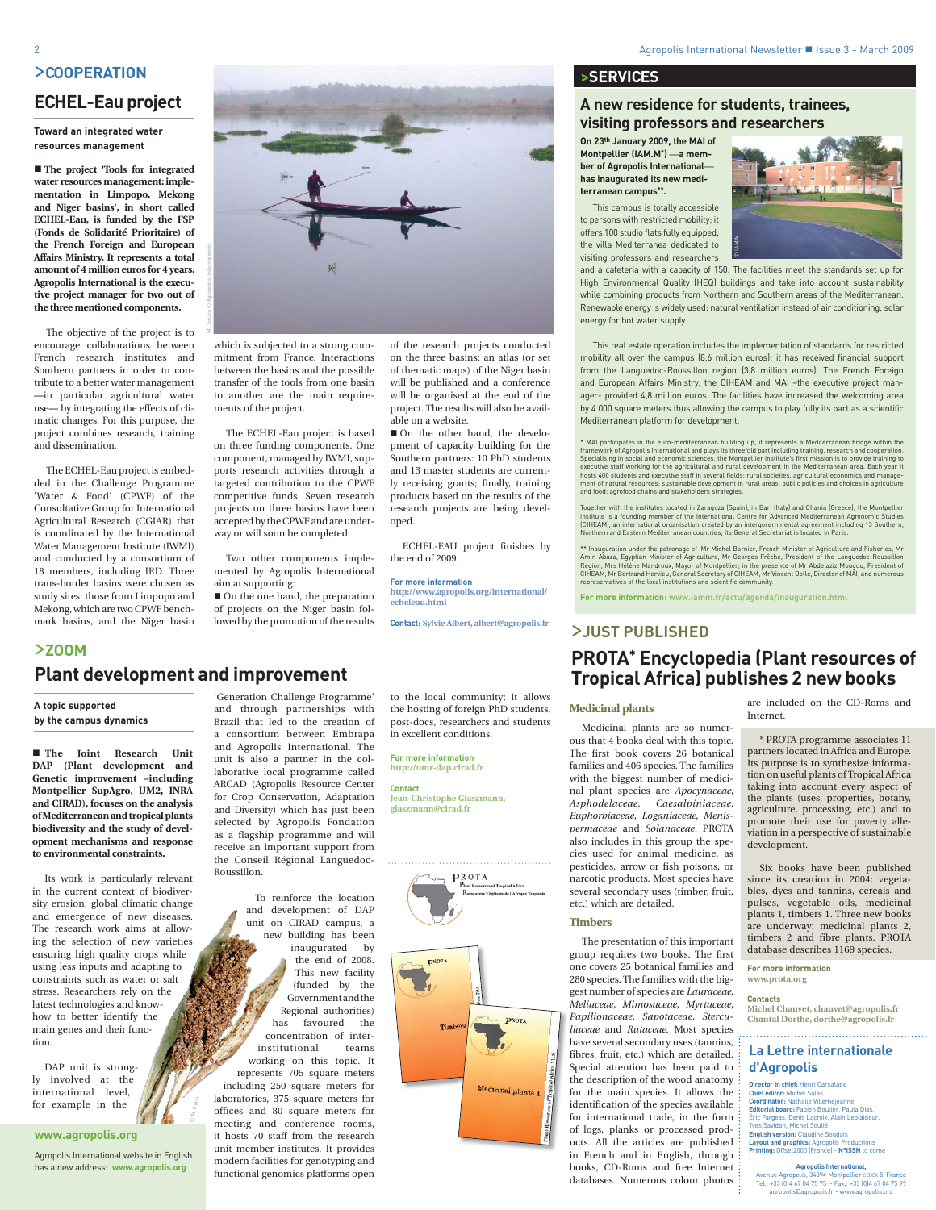## >COOPERATION

# ECHEL-Eau project

**Toward an integrated water resources management**

■ **The project 'Tools for integrated water resources management: implementation in Limpopo, Mekong and Niger basins', in short called ECHEL-Eau, is funded by the FSP (Fonds de Solidarité Prioritaire) of the French Foreign and European Affairs Ministry. It represents a total amount of 4 million euros for 4 years. Agropolis International is the executive project manager for two out of the three mentioned components.**

The objective of the project is to encourage collaborations between French research institutes and Southern partners in order to contribute to a better water management —in particular agricultural water use— by integrating the effects of climatic changes. For this purpose, the project combines research, training and dissemination.

The ECHEL-Eau project is embedded in the Challenge Programme 'Water & Food' (CPWF) of the Consultative Group for International Agricultural Research (CGIAR) that is coordinated by the International Water Management Institute (IWMI) and conducted by a consortium of 18 members, including IRD. Three trans-border basins were chosen as study sites: those from Limpopo and Mekong, which are two CPWF benchmark basins, and the Niger basin which is subjected to a strong commitment from France. Interactions between the basins and the possible transfer of the tools from one basin to another are the main requirements of the project.

M. Soulié © Agropolis International

The ECHEL-Eau project is based on three funding components. One component, managed by IWMI, supports research activities through a targeted contribution to the CPWF competitive funds. Seven research projects on three basins have been accepted by the CPWF and are underway or will soon be completed.

Two other components implemented by Agropolis International aim at supporting:

■ On the one hand, the preparation of projects on the Niger basin followed by the promotion of the results of the research projects conducted on the three basins: an atlas (or set of thematic maps) of the Niger basin will be published and a conference will be organised at the end of the project. The results will also be available on a website.

■ On the other hand, the development of capacity building for the Southern partners: 10 PhD students and 13 master students are currently receiving grants; finally, training products based on the results of the research projects are being developed.

ECHEL-EAU project finishes by the end of 2009.

**For more information**
**http://www.agropolis.org/international/echeleau.html**

**Contact: Sylvie Albert, albert@agropolis.fr**

## >SERVICES

# A new residence for students, trainees, visiting professors and researchers

**On 23th January 2009, the MAI of Montpellier (IAM.M*) —a member of Agropolis International— has inaugurated its new mediterranean campus**.**

© IAM.M

This campus is totally accessible to persons with restricted mobility; it offers 100 studio flats fully equipped, the villa Mediterranea dedicated to visiting professors and researchers and a cafeteria with a capacity of 150. The facilities meet the standards set up for High Environmental Quality (HEQ) buildings and take into account sustainability while combining products from Northern and Southern areas of the Mediterranean. Renewable energy is widely used: natural ventilation instead of air conditioning, solar energy for hot water supply.

This real estate operation includes the implementation of standards for restricted mobility all over the campus (8,6 million euros); it has received financial support from the Languedoc-Roussillon region (3,8 million euros). The French Foreign and European Affairs Ministry, the CIHEAM and MAI –the executive project manager- provided 4,8 million euros. The facilities have increased the welcoming area by 4 000 square meters thus allowing the campus to play fully its part as a scientific Mediterranean platform for development.

\* MAI participates in the euro-mediterranean building up, it represents a Mediterranean bridge within the framework of Agropolis International and plays its threefold part including training, research and cooperation. Specialising in social and economic sciences, the Montpellier institute's first mission is to provide training to executive staff working for the agricultural and rural development in the Mediterranean area. Each year it hosts 400 students and executive staff in several fields: rural societies, agricultural economics and management of natural resources; sustainable development in rural areas; public policies and choices in agriculture and food; agrofood chains and stakeholders strategies.

Together with the institutes located in Zaragoza (Spain), in Bari (Italy) and Chania (Greece), the Montpellier institute is a founding member of the International Centre for Advanced Mediterranean Agronomic Studies (CIHEAM), an international organisation created by an intergovernmental agreement including 13 Southern, Northern and Eastern Mediterranean countries; its General Secretariat is located in Paris.

\*\* Inauguration under the patronage of :Mr Michel Barnier, French Minister of Agriculture and Fisheries, Mr Amin Abaza, Egyptian Minister of Agriculture, Mr Georges Frêche, President of the Languedoc-Roussillon Region, Mrs Hélène Mandroux, Mayor of Montpellier; in the presence of Mr Abdelaziz Mougou, President of CIHEAM, Mr Bertrand Hervieu, General Secretary of CIHEAM, Mr Vincent Dollé, Director of MAI, and numerous representatives of the local institutions and scientific community.

**For more information: www.iamm.fr/actu/agenda/inauguration.html**

## >ZOOM

# Plant development and improvement

**A topic supported by the campus dynamics**

■ **The Joint Research Unit DAP (Plant development and Genetic improvement –including Montpellier SupAgro, UM2, INRA and CIRAD), focuses on the analysis of Mediterranean and tropical plants biodiversity and the study of development mechanisms and response to environmental constraints.**

Its work is particularly relevant in the current context of biodiversity erosion, global climatic change and emergence of new diseases. The research work aims at allowing the selection of new varieties ensuring high quality crops while using less inputs and adapting to constraints such as water or salt stress. Researchers rely on the latest technologies and know-how to better identify the main genes and their function.

DAP unit is strongly involved at the international level, for example in the 'Generation Challenge Programme' and through partnerships with Brazil that led to the creation of a consortium between Embrapa and Agropolis International. The unit is also a partner in the collaborative local programme called ARCAD (Agropolis Resource Center for Crop Conservation, Adaptation and Diversity) which has just been selected by Agropolis Fondation as a flagship programme and will receive an important support from the Conseil Régional Languedoc-Roussillon.

© N. Colin

To reinforce the location and development of DAP unit on CIRAD campus, a new building has been inaugurated by the end of 2008. This new facility (funded by the Government and the Regional authorities) has favoured the concentration of international teams working on this topic. It represents 705 square meters including 250 square meters for laboratories, 375 square meters for offices and 80 square meters for meeting and conference rooms, it hosts 70 staff from the research unit member institutes. It provides modern facilities for genotyping and functional genomics platforms open to the local community; it allows the hosting of foreign PhD students, post-docs, researchers and students in excellent conditions.

**For more information**
**http://umr-dap.cirad.fr**

**Contact**
**Jean-Christophe Glaszmann, glaszmann@cirad.fr**

**www.agropolis.org**

Agropolis International website in English has a new address: **www.agropolis.org**

## >JUST PUBLISHED

# PROTA* Encyclopedia (Plant resources of Tropical Africa) publishes 2 new books

### Medicinal plants

Medicinal plants are so numerous that 4 books deal with this topic. The first book covers 26 botanical families and 406 species. The families with the biggest number of medicinal plant species are *Apocynaceae*, *Asphodelaceae*, *Caesalpiniaceae*, *Euphorbiaceae*, *Loganiaceae*, *Menispermaceae* and *Solanaceae*. PROTA also includes in this group the species used for animal medicine, as pesticides, arrow or fish poisons, or narcotic products. Most species have several secondary uses (timber, fruit, etc.) which are detailed.

### Timbers

The presentation of this important group requires two books. The first one covers 25 botanical families and 280 species. The families with the biggest number of species are *Lauraceae*, *Meliaceae*, *Mimosaceae*, *Myrtaceae*, *Papilionaceae*, *Sapotaceae*, *Sterculiaceae* and *Rutaceae*. Most species have several secondary uses (tannins, fibres, fruit, etc.) which are detailed. Special attention has been paid to the description of the wood anatomy for the main species. It allows the identification of the species available for international trade, in the form of logs, planks or processed products. All the articles are published in French and in English, through books, CD-Roms and free Internet databases. Numerous colour photos are included on the CD-Roms and Internet.

\* PROTA programme associates 11 partners located in Africa and Europe. Its purpose is to synthesize information on useful plants of Tropical Africa taking into account every aspect of the plants (uses, properties, botany, agriculture, processing, etc.) and to promote their use for poverty alleviation in a perspective of sustainable development.

Six books have been published since its creation in 2004: vegetables, dyes and tannins, cereals and pulses, vegetable oils, medicinal plants 1, timbers 1. Three new books are underway: medicinal plants 2, timbers 2 and fibre plants. PROTA database describes 1169 species.

**For more information**
**www.prota.org**

**Contacts**
**Michel Chauvet, chauvet@agropolis.fr**
**Chantal Dorthe, dorthe@agropolis.fr**

## La Lettre internationale d'Agropolis

**Director in chief:** Henri Carsalade
**Chief editor:** Michel Salas
**Coordinator:** Nathalie Villeméjeanne
**Editorial board:** Fabien Boulier, Paula Dias, Éric Fargeas, Denis Lacroix, Alain Leplaideur, Yves Savidan, Michel Soulié
**English version:** Claudine Soudais
**Layout and graphics:** Agropolis Productions
**Printing:** Offset2000 (France) - **N°ISSN** to come

**Agropolis International,**
Avenue Agropolis, 34394 Montpellier CEDEX 5, France
Tel.: +33 (0)4 67 04 75 75 - Fax.: +33 (0)4 67 04 75 99
agropolis@agropolis.fr - www.agropolis.org